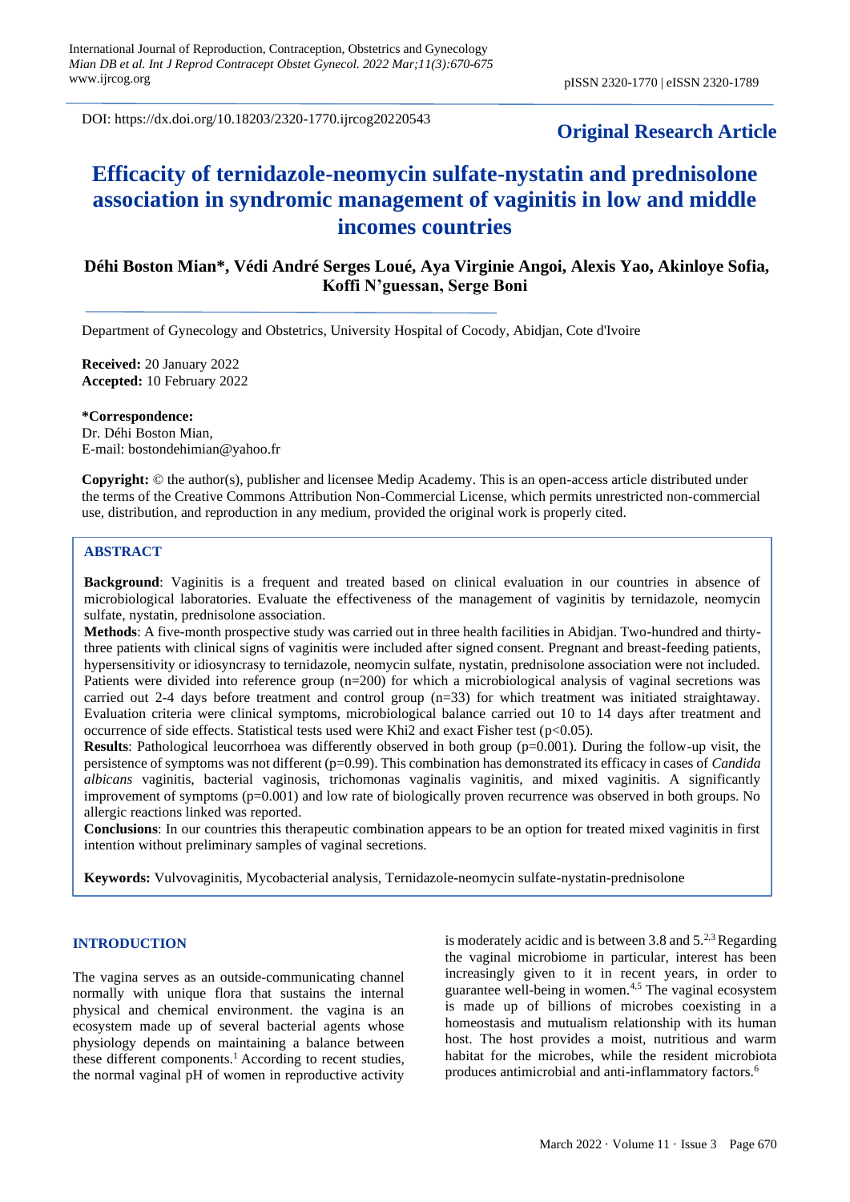DOI: https://dx.doi.org/10.18203/2320-1770.ijrcog20220543

**Original Research Article**

# Efficacity of ternidazole-neomycin sulfate-nystatin and prednisolone association in syndromic management of vaginitis in low and middle incomes countries

**Déhi Boston Mian\*, Védi André Serges Loué, Aya Virginie Angoi, Alexis Yao, Akinloye Sofia, Koffi N'guessan, Serge Boni**

Department of Gynecology and Obstetrics, University Hospital of Cocody, Abidjan, Cote d'Ivoire

**Received:** 20 January 2022
**Accepted:** 10 February 2022

**\*Correspondence:**
Dr. Déhi Boston Mian,
E-mail: bostondehimian@yahoo.fr

**Copyright:** © the author(s), publisher and licensee Medip Academy. This is an open-access article distributed under the terms of the Creative Commons Attribution Non-Commercial License, which permits unrestricted non-commercial use, distribution, and reproduction in any medium, provided the original work is properly cited.

## ABSTRACT

**Background**: Vaginitis is a frequent and treated based on clinical evaluation in our countries in absence of microbiological laboratories. Evaluate the effectiveness of the management of vaginitis by ternidazole, neomycin sulfate, nystatin, prednisolone association.

**Methods**: A five-month prospective study was carried out in three health facilities in Abidjan. Two-hundred and thirty-three patients with clinical signs of vaginitis were included after signed consent. Pregnant and breast-feeding patients, hypersensitivity or idiosyncrasy to ternidazole, neomycin sulfate, nystatin, prednisolone association were not included. Patients were divided into reference group (n=200) for which a microbiological analysis of vaginal secretions was carried out 2-4 days before treatment and control group (n=33) for which treatment was initiated straightaway. Evaluation criteria were clinical symptoms, microbiological balance carried out 10 to 14 days after treatment and occurrence of side effects. Statistical tests used were Khi2 and exact Fisher test ($p<0.05$).

**Results**: Pathological leucorrhoea was differently observed in both group ($p=0.001$). During the follow-up visit, the persistence of symptoms was not different ($p=0.99$). This combination has demonstrated its efficacy in cases of *Candida albicans* vaginitis, bacterial vaginosis, trichomonas vaginalis vaginitis, and mixed vaginitis. A significantly improvement of symptoms ($p=0.001$) and low rate of biologically proven recurrence was observed in both groups. No allergic reactions linked was reported.

**Conclusions**: In our countries this therapeutic combination appears to be an option for treated mixed vaginitis in first intention without preliminary samples of vaginal secretions.

**Keywords:** Vulvovaginitis, Mycobacterial analysis, Ternidazole-neomycin sulfate-nystatin-prednisolone

## INTRODUCTION

The vagina serves as an outside-communicating channel normally with unique flora that sustains the internal physical and chemical environment. the vagina is an ecosystem made up of several bacterial agents whose physiology depends on maintaining a balance between these different components.[1] According to recent studies, the normal vaginal pH of women in reproductive activity is moderately acidic and is between 3.8 and 5.[2,3] Regarding the vaginal microbiome in particular, interest has been increasingly given to it in recent years, in order to guarantee well-being in women.[4,5] The vaginal ecosystem is made up of billions of microbes coexisting in a homeostasis and mutualism relationship with its human host. The host provides a moist, nutritious and warm habitat for the microbes, while the resident microbiota produces antimicrobial and anti-inflammatory factors.[6]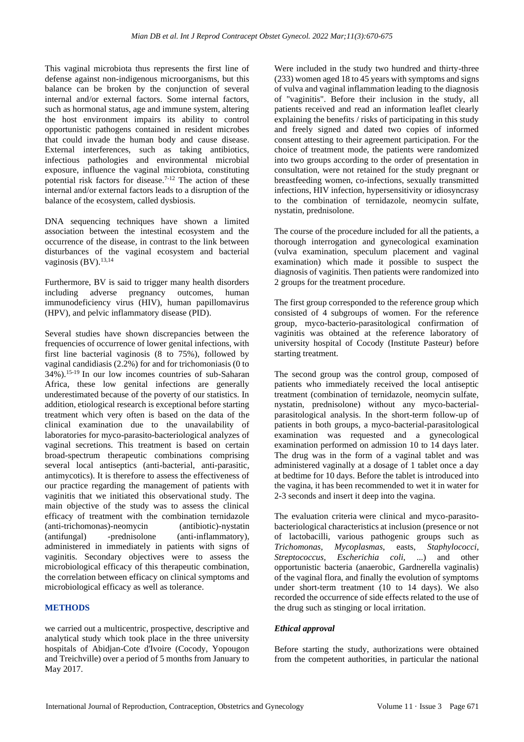This vaginal microbiota thus represents the first line of defense against non-indigenous microorganisms, but this balance can be broken by the conjunction of several internal and/or external factors. Some internal factors, such as hormonal status, age and immune system, altering the host environment impairs its ability to control opportunistic pathogens contained in resident microbes that could invade the human body and cause disease. External interferences, such as taking antibiotics, infectious pathologies and environmental microbial exposure, influence the vaginal microbiota, constituting potential risk factors for disease.[7-12] The action of these internal and/or external factors leads to a disruption of the balance of the ecosystem, called dysbiosis.

DNA sequencing techniques have shown a limited association between the intestinal ecosystem and the occurrence of the disease, in contrast to the link between disturbances of the vaginal ecosystem and bacterial vaginosis (BV).[13,14]

Furthermore, BV is said to trigger many health disorders including adverse pregnancy outcomes, human immunodeficiency virus (HIV), human papillomavirus (HPV), and pelvic inflammatory disease (PID).

Several studies have shown discrepancies between the frequencies of occurrence of lower genital infections, with first line bacterial vaginosis (8 to 75%), followed by vaginal candidiasis (2.2%) for and for trichomoniasis (0 to 34%).[15-19] In our low incomes countries of sub-Saharan Africa, these low genital infections are generally underestimated because of the poverty of our statistics. In addition, etiological research is exceptional before starting treatment which very often is based on the data of the clinical examination due to the unavailability of laboratories for myco-parasito-bacteriological analyzes of vaginal secretions. This treatment is based on certain broad-spectrum therapeutic combinations comprising several local antiseptics (anti-bacterial, anti-parasitic, antimycotics). It is therefore to assess the effectiveness of our practice regarding the management of patients with vaginitis that we initiated this observational study. The main objective of the study was to assess the clinical efficacy of treatment with the combination ternidazole (anti-trichomonas)-neomycin (antibiotic)-nystatin (antifungal) -prednisolone (anti-inflammatory), administered in immediately in patients with signs of vaginitis. Secondary objectives were to assess the microbiological efficacy of this therapeutic combination, the correlation between efficacy on clinical symptoms and microbiological efficacy as well as tolerance.

## METHODS

we carried out a multicentric, prospective, descriptive and analytical study which took place in the three university hospitals of Abidjan-Cote d'Ivoire (Cocody, Yopougon and Treichville) over a period of 5 months from January to May 2017.

Were included in the study two hundred and thirty-three (233) women aged 18 to 45 years with symptoms and signs of vulva and vaginal inflammation leading to the diagnosis of "vaginitis". Before their inclusion in the study, all patients received and read an information leaflet clearly explaining the benefits / risks of participating in this study and freely signed and dated two copies of informed consent attesting to their agreement participation. For the choice of treatment mode, the patients were randomized into two groups according to the order of presentation in consultation, were not retained for the study pregnant or breastfeeding women, co-infections, sexually transmitted infections, HIV infection, hypersensitivity or idiosyncrasy to the combination of ternidazole, neomycin sulfate, nystatin, prednisolone.

The course of the procedure included for all the patients, a thorough interrogation and gynecological examination (vulva examination, speculum placement and vaginal examination) which made it possible to suspect the diagnosis of vaginitis. Then patients were randomized into 2 groups for the treatment procedure.

The first group corresponded to the reference group which consisted of 4 subgroups of women. For the reference group, myco-bacterio-parasitological confirmation of vaginitis was obtained at the reference laboratory of university hospital of Cocody (Institute Pasteur) before starting treatment.

The second group was the control group, composed of patients who immediately received the local antiseptic treatment (combination of ternidazole, neomycin sulfate, nystatin, prednisolone) without any myco-bacterial-parasitological analysis. In the short-term follow-up of patients in both groups, a myco-bacterial-parasitological examination was requested and a gynecological examination performed on admission 10 to 14 days later. The drug was in the form of a vaginal tablet and was administered vaginally at a dosage of 1 tablet once a day at bedtime for 10 days. Before the tablet is introduced into the vagina, it has been recommended to wet it in water for 2-3 seconds and insert it deep into the vagina.

The evaluation criteria were clinical and myco-parasito-bacteriological characteristics at inclusion (presence or not of lactobacilli, various pathogenic groups such as *Trichomonas*, *Mycoplasmas*, easts, *Staphylococci*, *Streptococcus*, *Escherichia coli*, ...) and other opportunistic bacteria (anaerobic, Gardnerella vaginalis) of the vaginal flora, and finally the evolution of symptoms under short-term treatment (10 to 14 days). We also recorded the occurrence of side effects related to the use of the drug such as stinging or local irritation.

### *Ethical approval*

Before starting the study, authorizations were obtained from the competent authorities, in particular the national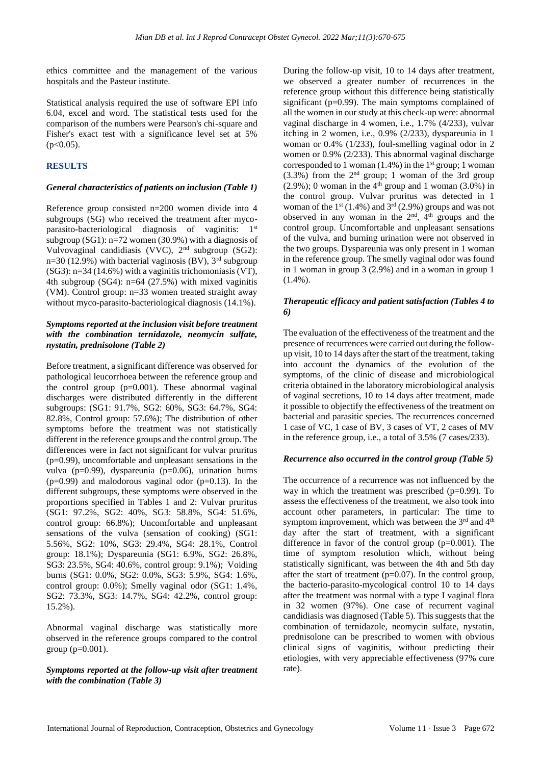ethics committee and the management of the various hospitals and the Pasteur institute.

Statistical analysis required the use of software EPI info 6.04, excel and word. The statistical tests used for the comparison of the numbers were Pearson's chi-square and Fisher's exact test with a significance level set at 5% ($p<0.05$).

## RESULTS

### *General characteristics of patients on inclusion (Table 1)*

Reference group consisted n=200 women divide into 4 subgroups (SG) who received the treatment after myco-parasito-bacteriological diagnosis of vaginitis: 1st subgroup (SG1): n=72 women (30.9%) with a diagnosis of Vulvovaginal candidiasis (VVC), 2nd subgroup (SG2): n=30 (12.9%) with bacterial vaginosis (BV), 3rd subgroup (SG3): n=34 (14.6%) with a vaginitis trichomoniasis (VT), 4th subgroup (SG4): n=64 (27.5%) with mixed vaginitis (VM). Control group: n=33 women treated straight away without myco-parasito-bacteriological diagnosis (14.1%).

### *Symptoms reported at the inclusion visit before treatment with the combination ternidazole, neomycin sulfate, nystatin, prednisolone (Table 2)*

Before treatment, a significant difference was observed for pathological leucorrhoea between the reference group and the control group (p=0.001). These abnormal vaginal discharges were distributed differently in the different subgroups: (SG1: 91.7%, SG2: 60%, SG3: 64.7%, SG4: 82.8%, Control group: 57.6%); The distribution of other symptoms before the treatment was not statistically different in the reference groups and the control group. The differences were in fact not significant for vulvar pruritus (p=0.99), uncomfortable and unpleasant sensations in the vulva (p=0.99), dyspareunia (p=0.06), urination burns (p=0.99) and malodorous vaginal odor (p=0.13). In the different subgroups, these symptoms were observed in the proportions specified in Tables 1 and 2: Vulvar pruritus (SG1: 97.2%, SG2: 40%, SG3: 58.8%, SG4: 51.6%, control group: 66.8%); Uncomfortable and unpleasant sensations of the vulva (sensation of cooking) (SG1: 5.56%, SG2: 10%, SG3: 29.4%, SG4: 28.1%, Control group: 18.1%); Dyspareunia (SG1: 6.9%, SG2: 26.8%, SG3: 23.5%, SG4: 40.6%, control group: 9.1%); Voiding burns (SG1: 0.0%, SG2: 0.0%, SG3: 5.9%, SG4: 1.6%, control group: 0.0%); Smelly vaginal odor (SG1: 1.4%, SG2: 73.3%, SG3: 14.7%, SG4: 42.2%, control group: 15.2%).

Abnormal vaginal discharge was statistically more observed in the reference groups compared to the control group (p=0.001).

### *Symptoms reported at the follow-up visit after treatment with the combination (Table 3)*

During the follow-up visit, 10 to 14 days after treatment, we observed a greater number of recurrences in the reference group without this difference being statistically significant (p=0.99). The main symptoms complained of all the women in our study at this check-up were: abnormal vaginal discharge in 4 women, i.e., 1.7% (4/233), vulvar itching in 2 women, i.e., 0.9% (2/233), dyspareunia in 1 woman or 0.4% (1/233), foul-smelling vaginal odor in 2 women or 0.9% (2/233). This abnormal vaginal discharge corresponded to 1 woman (1.4%) in the 1st group; 1 woman (3.3%) from the 2nd group; 1 woman of the 3rd group (2.9%); 0 woman in the 4th group and 1 woman (3.0%) in the control group. Vulvar pruritus was detected in 1 woman of the 1st (1.4%) and 3rd (2.9%) groups and was not observed in any woman in the 2nd, 4th groups and the control group. Uncomfortable and unpleasant sensations of the vulva, and burning urination were not observed in the two groups. Dyspareunia was only present in 1 woman in the reference group. The smelly vaginal odor was found in 1 woman in group 3 (2.9%) and in a woman in group 1 (1.4%).

### *Therapeutic efficacy and patient satisfaction (Tables 4 to 6)*

The evaluation of the effectiveness of the treatment and the presence of recurrences were carried out during the follow-up visit, 10 to 14 days after the start of the treatment, taking into account the dynamics of the evolution of the symptoms, of the clinic of disease and microbiological criteria obtained in the laboratory microbiological analysis of vaginal secretions, 10 to 14 days after treatment, made it possible to objectify the effectiveness of the treatment on bacterial and parasitic species. The recurrences concerned 1 case of VC, 1 case of BV, 3 cases of VT, 2 cases of MV in the reference group, i.e., a total of 3.5% (7 cases/233).

### *Recurrence also occurred in the control group (Table 5)*

The occurrence of a recurrence was not influenced by the way in which the treatment was prescribed (p=0.99). To assess the effectiveness of the treatment, we also took into account other parameters, in particular: The time to symptom improvement, which was between the 3rd and 4th day after the start of treatment, with a significant difference in favor of the control group (p=0.001). The time of symptom resolution which, without being statistically significant, was between the 4th and 5th day after the start of treatment (p=0.07). In the control group, the bacterio-parasito-mycological control 10 to 14 days after the treatment was normal with a type I vaginal flora in 32 women (97%). One case of recurrent vaginal candidiasis was diagnosed (Table 5). This suggests that the combination of ternidazole, neomycin sulfate, nystatin, prednisolone can be prescribed to women with obvious clinical signs of vaginitis, without predicting their etiologies, with very appreciable effectiveness (97% cure rate).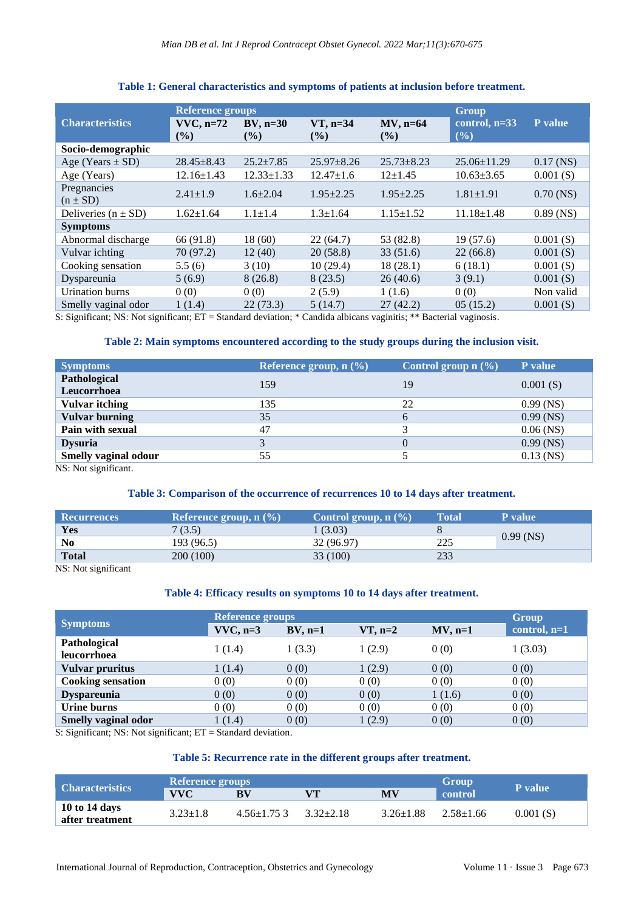**Table 1: General characteristics and symptoms of patients at inclusion before treatment.**

| Characteristics | Reference groups | | | | Group control, n=33 (%) | P value |
|---|---|---|---|---|---|---|
| | VVC, n=72 (%) | BV, n=30 (%) | VT, n=34 (%) | MV, n=64 (%) | | |
| **Socio-demographic** | | | | | | |
| Age (Years ± SD) | 28.45±8.43 | 25.2±7.85 | 25.97±8.26 | 25.73±8.23 | 25.06±11.29 | 0.17 (NS) |
| Age (Years) | 12.16±1.43 | 12.33±1.33 | 12.47±1.6 | 12±1.45 | 10.63±3.65 | 0.001 (S) |
| Pregnancies (n ± SD) | 2.41±1.9 | 1.6±2.04 | 1.95±2.25 | 1.95±2.25 | 1.81±1.91 | 0.70 (NS) |
| Deliveries (n ± SD) | 1.62±1.64 | 1.1±1.4 | 1.3±1.64 | 1.15±1.52 | 11.18±1.48 | 0.89 (NS) |
| **Symptoms** | | | | | | |
| Abnormal discharge | 66 (91.8) | 18 (60) | 22 (64.7) | 53 (82.8) | 19 (57.6) | 0.001 (S) |
| Vulvar ichting | 70 (97.2) | 12 (40) | 20 (58.8) | 33 (51.6) | 22 (66.8) | 0.001 (S) |
| Cooking sensation | 5.5 (6) | 3 (10) | 10 (29.4) | 18 (28.1) | 6 (18.1) | 0.001 (S) |
| Dyspareunia | 5 (6.9) | 8 (26.8) | 8 (23.5) | 26 (40.6) | 3 (9.1) | 0.001 (S) |
| Urination burns | 0 (0) | 0 (0) | 2 (5.9) | 1 (1.6) | 0 (0) | Non valid |
| Smelly vaginal odor | 1 (1.4) | 22 (73.3) | 5 (14.7) | 27 (42.2) | 05 (15.2) | 0.001 (S) |

S: Significant; NS: Not significant; ET = Standard deviation; * Candida albicans vaginitis; ** Bacterial vaginosis.

**Table 2: Main symptoms encountered according to the study groups during the inclusion visit.**

| Symptoms | Reference group, n (%) | Control group n (%) | P value |
|---|---|---|---|
| **Pathological Leucorrhoea** | 159 | 19 | 0.001 (S) |
| **Vulvar itching** | 135 | 22 | 0.99 (NS) |
| **Vulvar burning** | 35 | 6 | 0.99 (NS) |
| **Pain with sexual** | 47 | 3 | 0.06 (NS) |
| **Dysuria** | 3 | 0 | 0.99 (NS) |
| **Smelly vaginal odour** | 55 | 5 | 0.13 (NS) |

NS: Not significant.

**Table 3: Comparison of the occurrence of recurrences 10 to 14 days after treatment.**

| Recurrences | Reference group, n (%) | Control group, n (%) | Total | P value |
|---|---|---|---|---|
| **Yes** | 7 (3.5) | 1 (3.03) | 8 | 0.99 (NS) |
| **No** | 193 (96.5) | 32 (96.97) | 225 | |
| **Total** | 200 (100) | 33 (100) | 233 | |

NS: Not significant

**Table 4: Efficacy results on symptoms 10 to 14 days after treatment.**

| Symptoms | Reference groups | | | | Group control, n=1 |
|---|---|---|---|---|---|
| | VVC, n=3 | BV, n=1 | VT, n=2 | MV, n=1 | |
| **Pathological leucorrhoea** | 1 (1.4) | 1 (3.3) | 1 (2.9) | 0 (0) | 1 (3.03) |
| **Vulvar pruritus** | 1 (1.4) | 0 (0) | 1 (2.9) | 0 (0) | 0 (0) |
| **Cooking sensation** | 0 (0) | 0 (0) | 0 (0) | 0 (0) | 0 (0) |
| **Dyspareunia** | 0 (0) | 0 (0) | 0 (0) | 1 (1.6) | 0 (0) |
| **Urine burns** | 0 (0) | 0 (0) | 0 (0) | 0 (0) | 0 (0) |
| **Smelly vaginal odor** | 1 (1.4) | 0 (0) | 1 (2.9) | 0 (0) | 0 (0) |

S: Significant; NS: Not significant; ET = Standard deviation.

**Table 5: Recurrence rate in the different groups after treatment.**

| Characteristics | Reference groups | | | | Group control | P value |
|---|---|---|---|---|---|---|
| | VVC | BV | VT | MV | | |
| **10 to 14 days after treatment** | 3.23±1.8 | 4.56±1.75 3 | 3.32±2.18 | 3.26±1.88 | 2.58±1.66 | 0.001 (S) |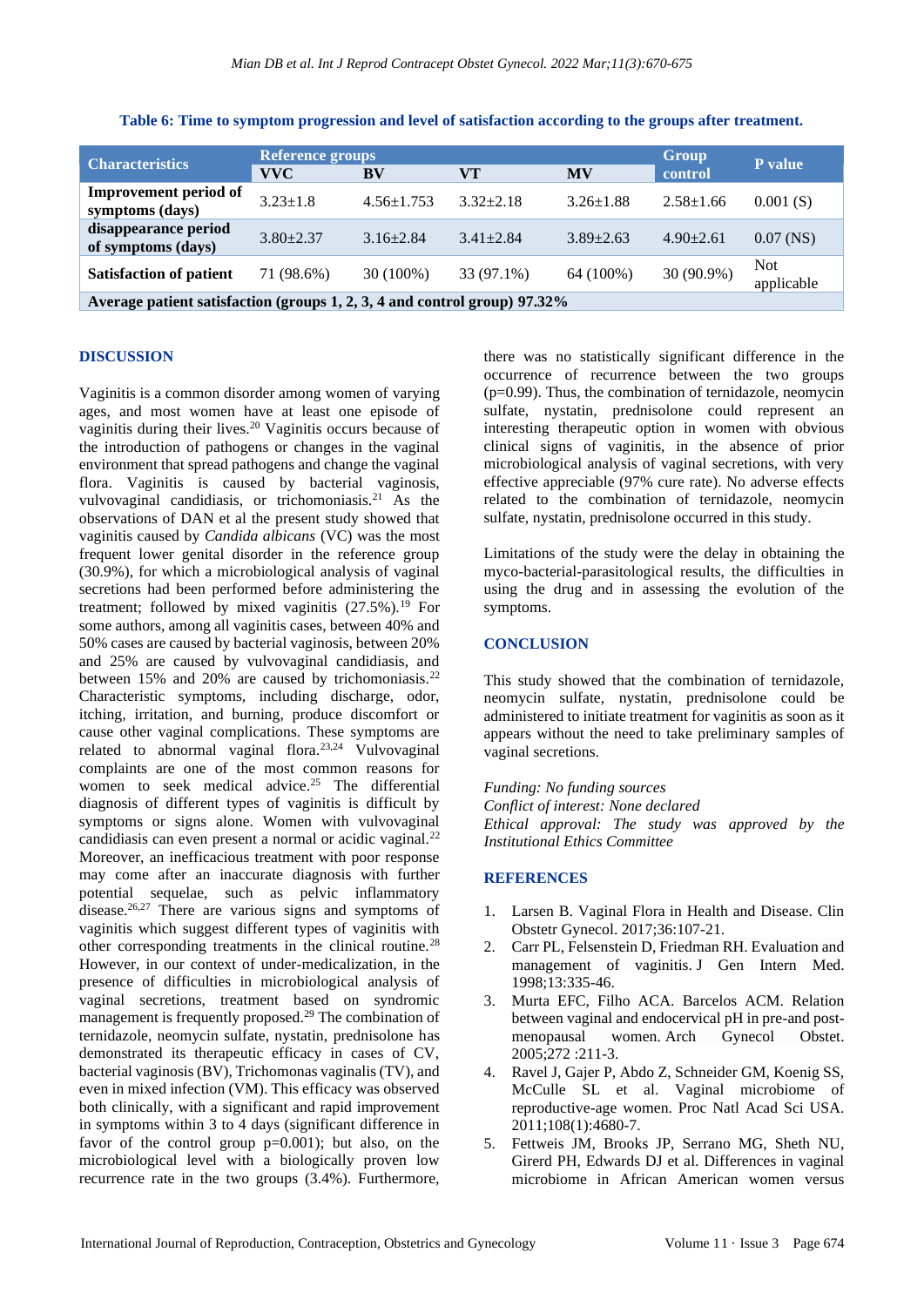**Table 6: Time to symptom progression and level of satisfaction according to the groups after treatment.**

| Characteristics | Reference groups | | | | Group control | P value |
|---|---|---|---|---|---|---|
| | VVC | BV | VT | MV | | |
| Improvement period of symptoms (days) | 3.23±1.8 | 4.56±1.753 | 3.32±2.18 | 3.26±1.88 | 2.58±1.66 | 0.001 (S) |
| disappearance period of symptoms (days) | 3.80±2.37 | 3.16±2.84 | 3.41±2.84 | 3.89±2.63 | 4.90±2.61 | 0.07 (NS) |
| Satisfaction of patient | 71 (98.6%) | 30 (100%) | 33 (97.1%) | 64 (100%) | 30 (90.9%) | Not applicable |
| Average patient satisfaction (groups 1, 2, 3, 4 and control group) 97.32% | | | | | | |

## DISCUSSION

Vaginitis is a common disorder among women of varying ages, and most women have at least one episode of vaginitis during their lives.[20] Vaginitis occurs because of the introduction of pathogens or changes in the vaginal environment that spread pathogens and change the vaginal flora. Vaginitis is caused by bacterial vaginosis, vulvovaginal candidiasis, or trichomoniasis.[21] As the observations of DAN et al the present study showed that vaginitis caused by *Candida albicans* (VC) was the most frequent lower genital disorder in the reference group (30.9%), for which a microbiological analysis of vaginal secretions had been performed before administering the treatment; followed by mixed vaginitis (27.5%).[19] For some authors, among all vaginitis cases, between 40% and 50% cases are caused by bacterial vaginosis, between 20% and 25% are caused by vulvovaginal candidiasis, and between 15% and 20% are caused by trichomoniasis.[22] Characteristic symptoms, including discharge, odor, itching, irritation, and burning, produce discomfort or cause other vaginal complications. These symptoms are related to abnormal vaginal flora.[23,24] Vulvovaginal complaints are one of the most common reasons for women to seek medical advice.[25] The differential diagnosis of different types of vaginitis is difficult by symptoms or signs alone. Women with vulvovaginal candidiasis can even present a normal or acidic vaginal.[22] Moreover, an inefficacious treatment with poor response may come after an inaccurate diagnosis with further potential sequelae, such as pelvic inflammatory disease.[26,27] There are various signs and symptoms of vaginitis which suggest different types of vaginitis with other corresponding treatments in the clinical routine.[28] However, in our context of under-medicalization, in the presence of difficulties in microbiological analysis of vaginal secretions, treatment based on syndromic management is frequently proposed.[29] The combination of ternidazole, neomycin sulfate, nystatin, prednisolone has demonstrated its therapeutic efficacy in cases of CV, bacterial vaginosis (BV), Trichomonas vaginalis (TV), and even in mixed infection (VM). This efficacy was observed both clinically, with a significant and rapid improvement in symptoms within 3 to 4 days (significant difference in favor of the control group p=0.001); but also, on the microbiological level with a biologically proven low recurrence rate in the two groups (3.4%). Furthermore, there was no statistically significant difference in the occurrence of recurrence between the two groups (p=0.99). Thus, the combination of ternidazole, neomycin sulfate, nystatin, prednisolone could represent an interesting therapeutic option in women with obvious clinical signs of vaginitis, in the absence of prior microbiological analysis of vaginal secretions, with very effective appreciable (97% cure rate). No adverse effects related to the combination of ternidazole, neomycin sulfate, nystatin, prednisolone occurred in this study.

Limitations of the study were the delay in obtaining the myco-bacterial-parasitological results, the difficulties in using the drug and in assessing the evolution of the symptoms.

## CONCLUSION

This study showed that the combination of ternidazole, neomycin sulfate, nystatin, prednisolone could be administered to initiate treatment for vaginitis as soon as it appears without the need to take preliminary samples of vaginal secretions.

*Funding: No funding sources*
*Conflict of interest: None declared*
*Ethical approval: The study was approved by the Institutional Ethics Committee*

## REFERENCES

1. Larsen B. Vaginal Flora in Health and Disease. Clin Obstetr Gynecol. 2017;36:107-21.
2. Carr PL, Felsenstein D, Friedman RH. Evaluation and management of vaginitis. J Gen Intern Med. 1998;13:335-46.
3. Murta EFC, Filho ACA. Barcelos ACM. Relation between vaginal and endocervical pH in pre-and post-menopausal women. Arch Gynecol Obstet. 2005;272 :211-3.
4. Ravel J, Gajer P, Abdo Z, Schneider GM, Koenig SS, McCulle SL et al. Vaginal microbiome of reproductive-age women. Proc Natl Acad Sci USA. 2011;108(1):4680-7.
5. Fettweis JM, Brooks JP, Serrano MG, Sheth NU, Girerd PH, Edwards DJ et al. Differences in vaginal microbiome in African American women versus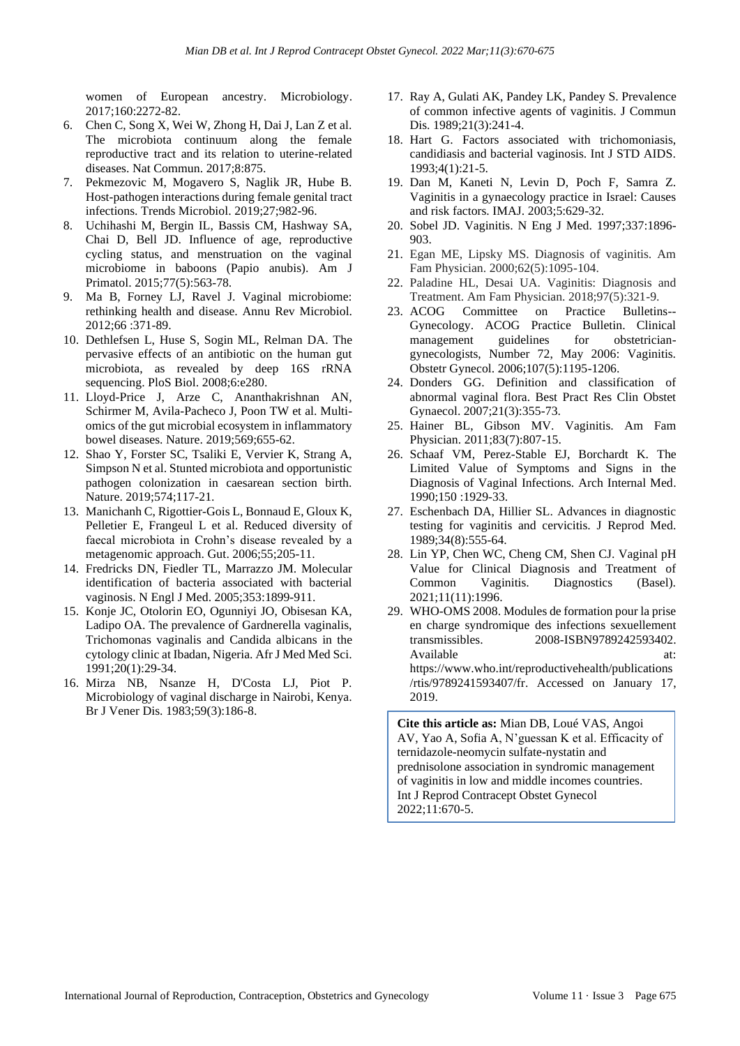women of European ancestry. Microbiology. 2017;160:2272-82.

6. Chen C, Song X, Wei W, Zhong H, Dai J, Lan Z et al. The microbiota continuum along the female reproductive tract and its relation to uterine-related diseases. Nat Commun. 2017;8:875.
7. Pekmezovic M, Mogavero S, Naglik JR, Hube B. Host-pathogen interactions during female genital tract infections. Trends Microbiol. 2019;27;982-96.
8. Uchihashi M, Bergin IL, Bassis CM, Hashway SA, Chai D, Bell JD. Influence of age, reproductive cycling status, and menstruation on the vaginal microbiome in baboons (Papio anubis). Am J Primatol. 2015;77(5):563-78.
9. Ma B, Forney LJ, Ravel J. Vaginal microbiome: rethinking health and disease. Annu Rev Microbiol. 2012;66 :371-89.
10. Dethlefsen L, Huse S, Sogin ML, Relman DA. The pervasive effects of an antibiotic on the human gut microbiota, as revealed by deep 16S rRNA sequencing. PloS Biol. 2008;6:e280.
11. Lloyd-Price J, Arze C, Ananthakrishnan AN, Schirmer M, Avila-Pacheco J, Poon TW et al. Multi-omics of the gut microbial ecosystem in inflammatory bowel diseases. Nature. 2019;569;655-62.
12. Shao Y, Forster SC, Tsaliki E, Vervier K, Strang A, Simpson N et al. Stunted microbiota and opportunistic pathogen colonization in caesarean section birth. Nature. 2019;574;117-21.
13. Manichanh C, Rigottier-Gois L, Bonnaud E, Gloux K, Pelletier E, Frangeul L et al. Reduced diversity of faecal microbiota in Crohn's disease revealed by a metagenomic approach. Gut. 2006;55;205-11.
14. Fredricks DN, Fiedler TL, Marrazzo JM. Molecular identification of bacteria associated with bacterial vaginosis. N Engl J Med. 2005;353:1899-911.
15. Konje JC, Otolorin EO, Ogunniyi JO, Obisesan KA, Ladipo OA. The prevalence of Gardnerella vaginalis, Trichomonas vaginalis and Candida albicans in the cytology clinic at Ibadan, Nigeria. Afr J Med Med Sci. 1991;20(1):29-34.
16. Mirza NB, Nsanze H, D'Costa LJ, Piot P. Microbiology of vaginal discharge in Nairobi, Kenya. Br J Vener Dis. 1983;59(3):186-8.
17. Ray A, Gulati AK, Pandey LK, Pandey S. Prevalence of common infective agents of vaginitis. J Commun Dis. 1989;21(3):241-4.
18. Hart G. Factors associated with trichomoniasis, candidiasis and bacterial vaginosis. Int J STD AIDS. 1993;4(1):21-5.
19. Dan M, Kaneti N, Levin D, Poch F, Samra Z. Vaginitis in a gynaecology practice in Israel: Causes and risk factors. IMAJ. 2003;5:629-32.
20. Sobel JD. Vaginitis. N Eng J Med. 1997;337:1896-903.
21. Egan ME, Lipsky MS. Diagnosis of vaginitis. Am Fam Physician. 2000;62(5):1095-104.
22. Paladine HL, Desai UA. Vaginitis: Diagnosis and Treatment. Am Fam Physician. 2018;97(5):321-9.
23. ACOG Committee on Practice Bulletins--Gynecology. ACOG Practice Bulletin. Clinical management guidelines for obstetrician-gynecologists, Number 72, May 2006: Vaginitis. Obstetr Gynecol. 2006;107(5):1195-1206.
24. Donders GG. Definition and classification of abnormal vaginal flora. Best Pract Res Clin Obstet Gynaecol. 2007;21(3):355-73.
25. Hainer BL, Gibson MV. Vaginitis. Am Fam Physician. 2011;83(7):807-15.
26. Schaaf VM, Perez-Stable EJ, Borchardt K. The Limited Value of Symptoms and Signs in the Diagnosis of Vaginal Infections. Arch Internal Med. 1990;150 :1929-33.
27. Eschenbach DA, Hillier SL. Advances in diagnostic testing for vaginitis and cervicitis. J Reprod Med. 1989;34(8):555-64.
28. Lin YP, Chen WC, Cheng CM, Shen CJ. Vaginal pH Value for Clinical Diagnosis and Treatment of Common Vaginitis. Diagnostics (Basel). 2021;11(11):1996.
29. WHO-OMS 2008. Modules de formation pour la prise en charge syndromique des infections sexuellement transmissibles. 2008-ISBN9789242593402. Available at: https://www.who.int/reproductivehealth/publications/rtis/9789241593407/fr. Accessed on January 17, 2019.

**Cite this article as:** Mian DB, Loué VAS, Angoi AV, Yao A, Sofia A, N'guessan K et al. Efficacity of ternidazole-neomycin sulfate-nystatin and prednisolone association in syndromic management of vaginitis in low and middle incomes countries. Int J Reprod Contracept Obstet Gynecol 2022;11:670-5.